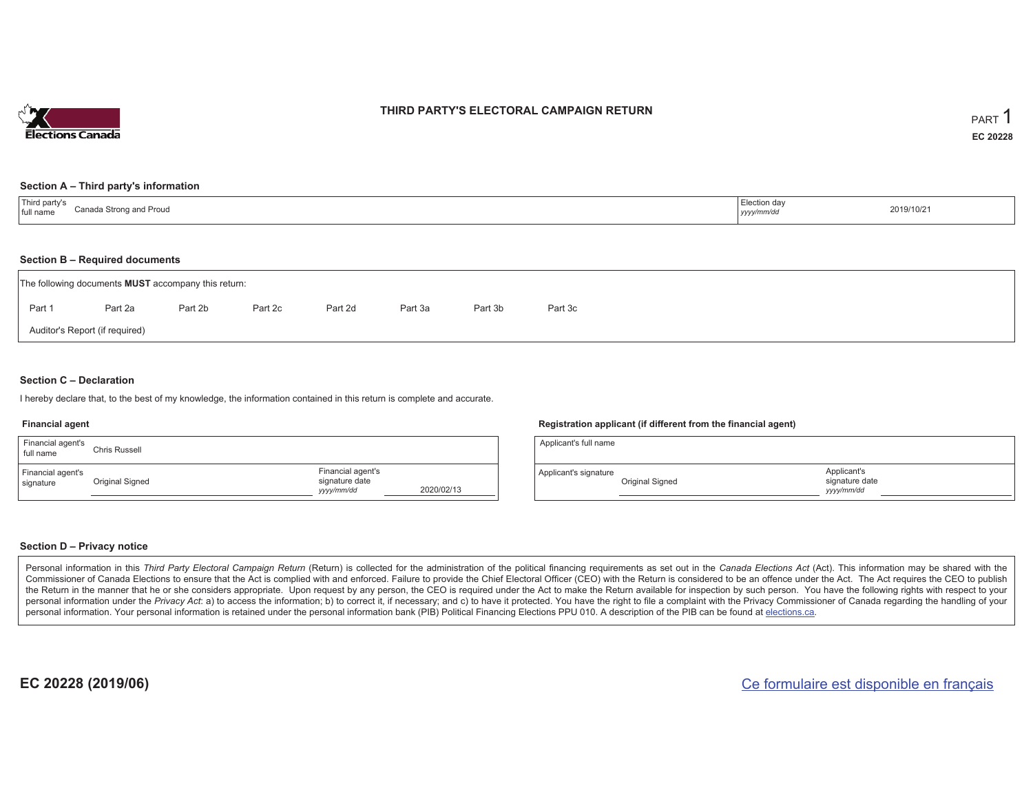# THIRD PARTY'S ELECTORAL CAMPAIGN RETURN

PART 1

EC 20228

## Section A – Third party's information

| Third party's full name | Canada Strong and Proud | Election day *yyyy/mm/dd* | 2019/10/21 |
|---|---|---|---|

## Section B – Required documents

The following documents **MUST** accompany this return:

Part 1 &nbsp;&nbsp; Part 2a &nbsp;&nbsp; Part 2b &nbsp;&nbsp; Part 2c &nbsp;&nbsp; Part 2d &nbsp;&nbsp; Part 3a &nbsp;&nbsp; Part 3b &nbsp;&nbsp; Part 3c

Auditor's Report (if required)

## Section C – Declaration

I hereby declare that, to the best of my knowledge, the information contained in this return is complete and accurate.

### Financial agent

| Financial agent's full name | Chris Russell | | |
|---|---|---|---|
| Financial agent's signature | Original Signed | Financial agent's signature date *yyyy/mm/dd* | 2020/02/13 |

### Registration applicant (if different from the financial agent)

| Applicant's full name | | | |
|---|---|---|---|
| Applicant's signature | Original Signed | Applicant's signature date *yyyy/mm/dd* | |

## Section D – Privacy notice

Personal information in this *Third Party Electoral Campaign Return* (Return) is collected for the administration of the political financing requirements as set out in the *Canada Elections Act* (Act). This information may be shared with the Commissioner of Canada Elections to ensure that the Act is complied with and enforced. Failure to provide the Chief Electoral Officer (CEO) with the Return is considered to be an offence under the Act. The Act requires the CEO to publish the Return in the manner that he or she considers appropriate. Upon request by any person, the CEO is required under the Act to make the Return available for inspection by such person. You have the following rights with respect to your personal information under the *Privacy Act*: a) to access the information; b) to correct it, if necessary; and c) to have it protected. You have the right to file a complaint with the Privacy Commissioner of Canada regarding the handling of your personal information. Your personal information is retained under the personal information bank (PIB) Political Financing Elections PPU 010. A description of the PIB can be found at elections.ca.

**EC 20228 (2019/06)**

Ce formulaire est disponible en français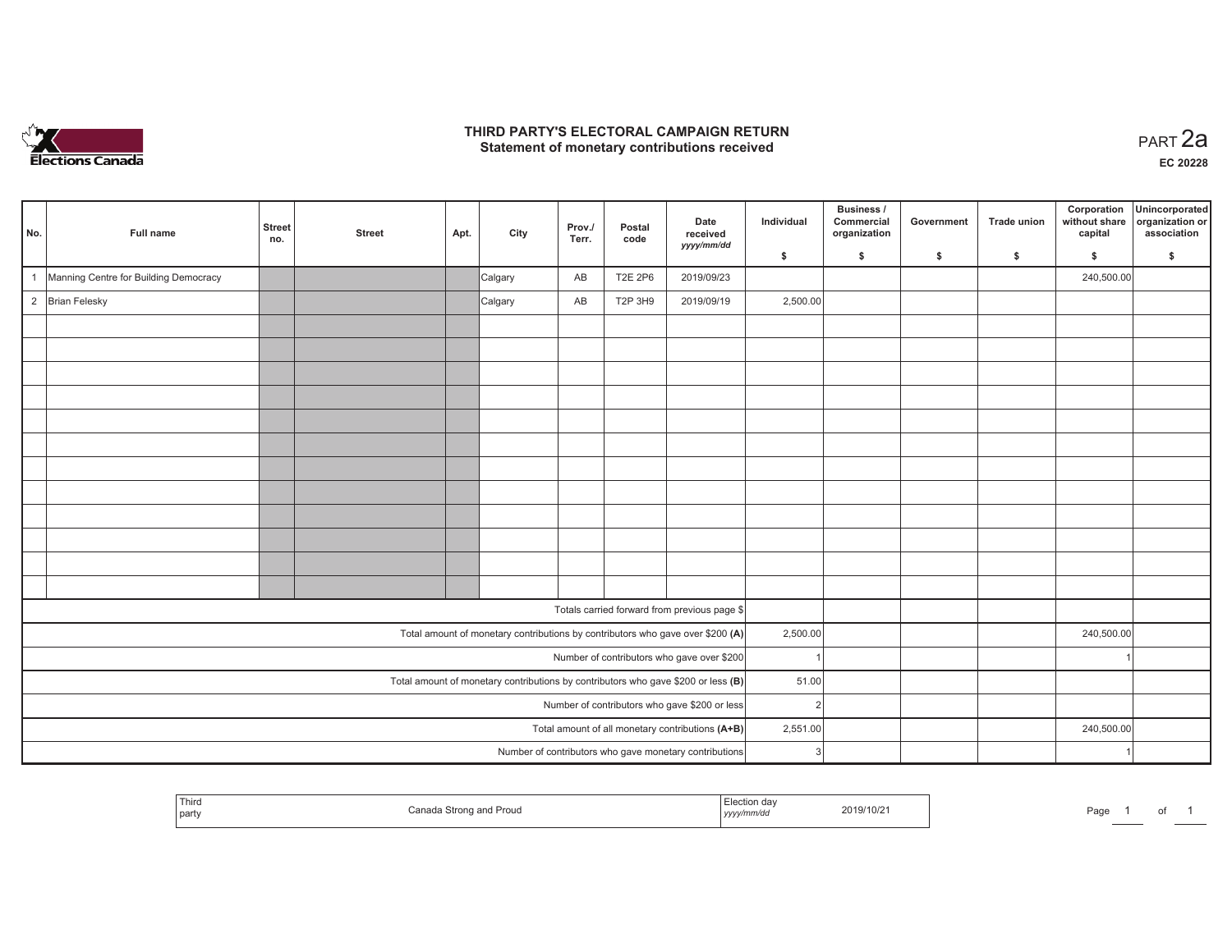# THIRD PARTY'S ELECTORAL CAMPAIGN RETURN
## Statement of monetary contributions received

PART 2a

EC 20228

| No. | Full name | Street no. | Street | Apt. | City | Prov./ Terr. | Postal code | Date received yyyy/mm/dd | Individual $ | Business / Commercial organization $ | Government $ | Trade union $ | Corporation without share capital $ | Unincorporated organization or association $ |
|---|---|---|---|---|---|---|---|---|---|---|---|---|---|---|
| 1 | Manning Centre for Building Democracy | | | | Calgary | AB | T2E 2P6 | 2019/09/23 | | | | | 240,500.00 | |
| 2 | Brian Felesky | | | | Calgary | AB | T2P 3H9 | 2019/09/19 | 2,500.00 | | | | | |
| | | | | | | | | | | | | | | |
| | | | | | | | | | | | | | | |
| | | | | | | | | | | | | | | |
| | | | | | | | | | | | | | | |
| | | | | | | | | | | | | | | |
| | | | | | | | | | | | | | | |
| | | | | | | | | | | | | | | |
| | | | | | | | | | | | | | | |
| | | | | | | | | | | | | | | |
| | | | | | | | | | | | | | | |
| | | | | | | | | | | | | | | |
| | | | | | | | | | | | | | | |
| Totals carried forward from previous page $ | | | | | | | | | | | | | | |
| Total amount of monetary contributions by contributors who gave over $200 (A) | | | | | | | | | 2,500.00 | | | | 240,500.00 | |
| Number of contributors who gave over $200 | | | | | | | | | 1 | | | | 1 | |
| Total amount of monetary contributions by contributors who gave $200 or less (B) | | | | | | | | | 51.00 | | | | | |
| Number of contributors who gave $200 or less | | | | | | | | | 2 | | | | | |
| Total amount of all monetary contributions (A+B) | | | | | | | | | 2,551.00 | | | | 240,500.00 | |
| Number of contributors who gave monetary contributions | | | | | | | | | 3 | | | | 1 | |

| Third party | Canada Strong and Proud | Election day yyyy/mm/dd | 2019/10/21 |
|---|---|---|---|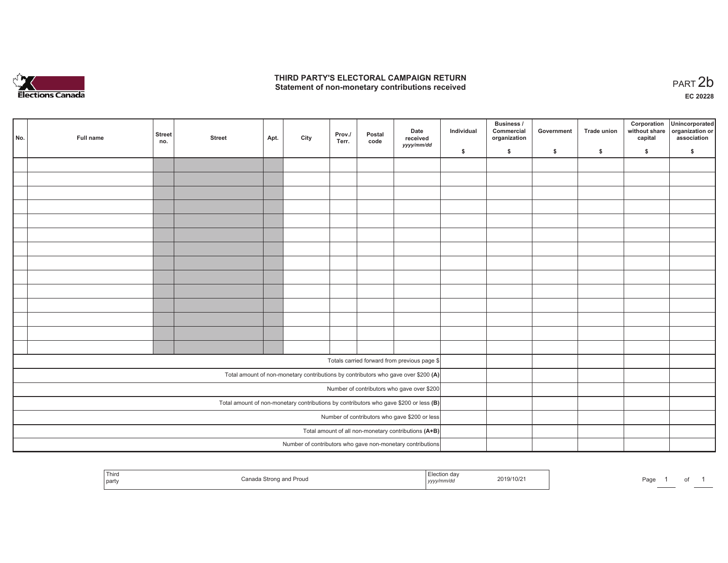# THIRD PARTY'S ELECTORAL CAMPAIGN RETURN
## Statement of non-monetary contributions received

PART 2b

**EC 20228**

| No. | Full name | Street no. | Street | Apt. | City | Prov./ Terr. | Postal code | Date received yyyy/mm/dd | Individual $ | Business / Commercial organization $ | Government $ | Trade union $ | Corporation without share capital $ | Unincorporated organization or association $ |
|---|---|---|---|---|---|---|---|---|---|---|---|---|---|---|
| | | | | | | | | | | | | | | |
| | | | | | | | | | | | | | | |
| | | | | | | | | | | | | | | |
| | | | | | | | | | | | | | | |
| | | | | | | | | | | | | | | |
| | | | | | | | | | | | | | | |
| | | | | | | | | | | | | | | |
| | | | | | | | | | | | | | | |
| | | | | | | | | | | | | | | |
| | | | | | | | | | | | | | | |
| | | | | | | | | | | | | | | |
| | | | | | | | | | | | | | | |
| | | | | | | | | | | | | | | |
| | | | | | | | | | | | | | | |
| Totals carried forward from previous page $ | | | | | | | | | | | | | | |
| Total amount of non-monetary contributions by contributors who gave over $200 **(A)** | | | | | | | | | | | | | | |
| Number of contributors who gave over $200 | | | | | | | | | | | | | | |
| Total amount of non-monetary contributions by contributors who gave $200 or less **(B)** | | | | | | | | | | | | | | |
| Number of contributors who gave $200 or less | | | | | | | | | | | | | | |
| Total amount of all non-monetary contributions **(A+B)** | | | | | | | | | | | | | | |
| Number of contributors who gave non-monetary contributions | | | | | | | | | | | | | | |

| Third party | Canada Strong and Proud | Election day yyyy/mm/dd | 2019/10/21 |
|---|---|---|---|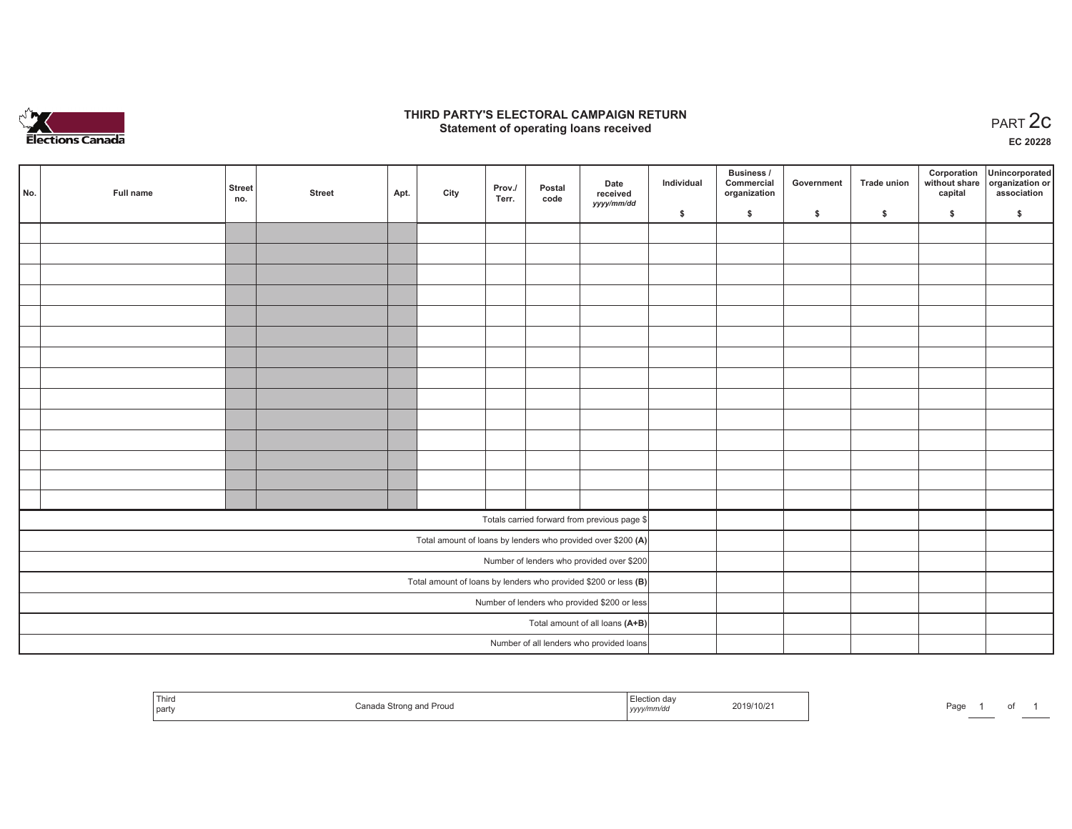# THIRD PARTY'S ELECTORAL CAMPAIGN RETURN
## Statement of operating loans received

PART 2c

EC 20228

| No. | Full name | Street no. | Street | Apt. | City | Prov./ Terr. | Postal code | Date received yyyy/mm/dd | Individual $ | Business / Commercial organization $ | Government $ | Trade union $ | Corporation without share capital $ | Unincorporated organization or association $ |
|---|---|---|---|---|---|---|---|---|---|---|---|---|---|---|
| | | | | | | | | | | | | | | |
| | | | | | | | | | | | | | | |
| | | | | | | | | | | | | | | |
| | | | | | | | | | | | | | | |
| | | | | | | | | | | | | | | |
| | | | | | | | | | | | | | | |
| | | | | | | | | | | | | | | |
| | | | | | | | | | | | | | | |
| | | | | | | | | | | | | | | |
| | | | | | | | | | | | | | | |
| | | | | | | | | | | | | | | |
| | | | | | | | | | | | | | | |
| | | | | | | | | | | | | | | |
| | | | | | | | | | | | | | | |
| Totals carried forward from previous page $ | | | | | | | | | | | | | | |
| Total amount of loans by lenders who provided over $200 **(A)** | | | | | | | | | | | | | | |
| Number of lenders who provided over $200 | | | | | | | | | | | | | | |
| Total amount of loans by lenders who provided $200 or less **(B)** | | | | | | | | | | | | | | |
| Number of lenders who provided $200 or less | | | | | | | | | | | | | | |
| Total amount of all loans **(A+B)** | | | | | | | | | | | | | | |
| Number of all lenders who provided loans | | | | | | | | | | | | | | |

| Third party | Canada Strong and Proud | Election day yyyy/mm/dd | 2019/10/21 |
|---|---|---|---|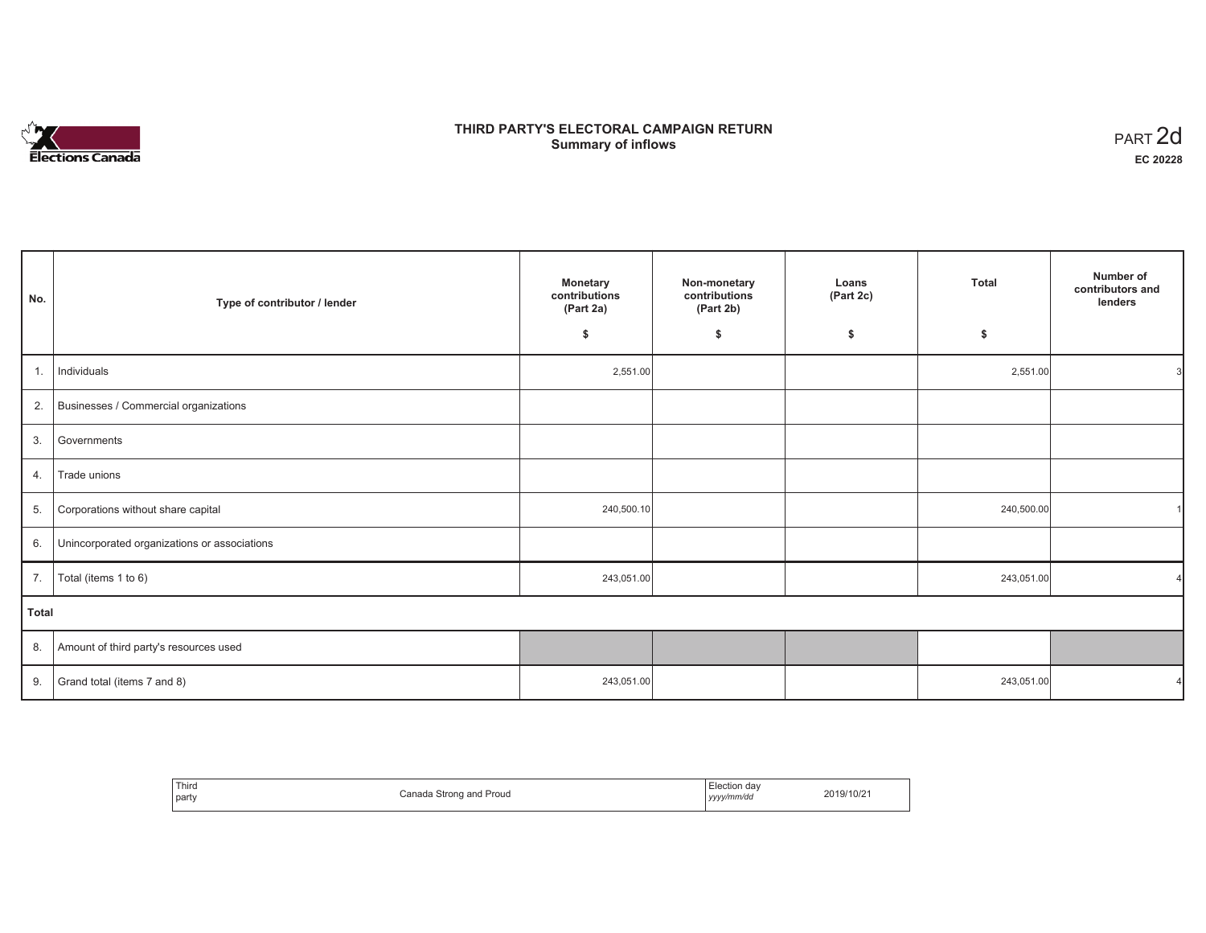# THIRD PARTY'S ELECTORAL CAMPAIGN RETURN
## Summary of inflows

PART 2d

**EC 20228**

| No. | Type of contributor / lender | Monetary contributions (Part 2a) $ | Non-monetary contributions (Part 2b) $ | Loans (Part 2c) $ | Total $ | Number of contributors and lenders |
|---|---|---|---|---|---|---|
| 1. | Individuals | 2,551.00 | | | 2,551.00 | 3 |
| 2. | Businesses / Commercial organizations | | | | | |
| 3. | Governments | | | | | |
| 4. | Trade unions | | | | | |
| 5. | Corporations without share capital | 240,500.10 | | | 240,500.00 | 1 |
| 6. | Unincorporated organizations or associations | | | | | |
| 7. | Total (items 1 to 6) | 243,051.00 | | | 243,051.00 | 4 |
| **Total** | | | | | | |
| 8. | Amount of third party's resources used | | | | | |
| 9. | Grand total (items 7 and 8) | 243,051.00 | | | 243,051.00 | 4 |

| Third party | Canada Strong and Proud | Election day *yyyy/mm/dd* | 2019/10/21 |
|---|---|---|---|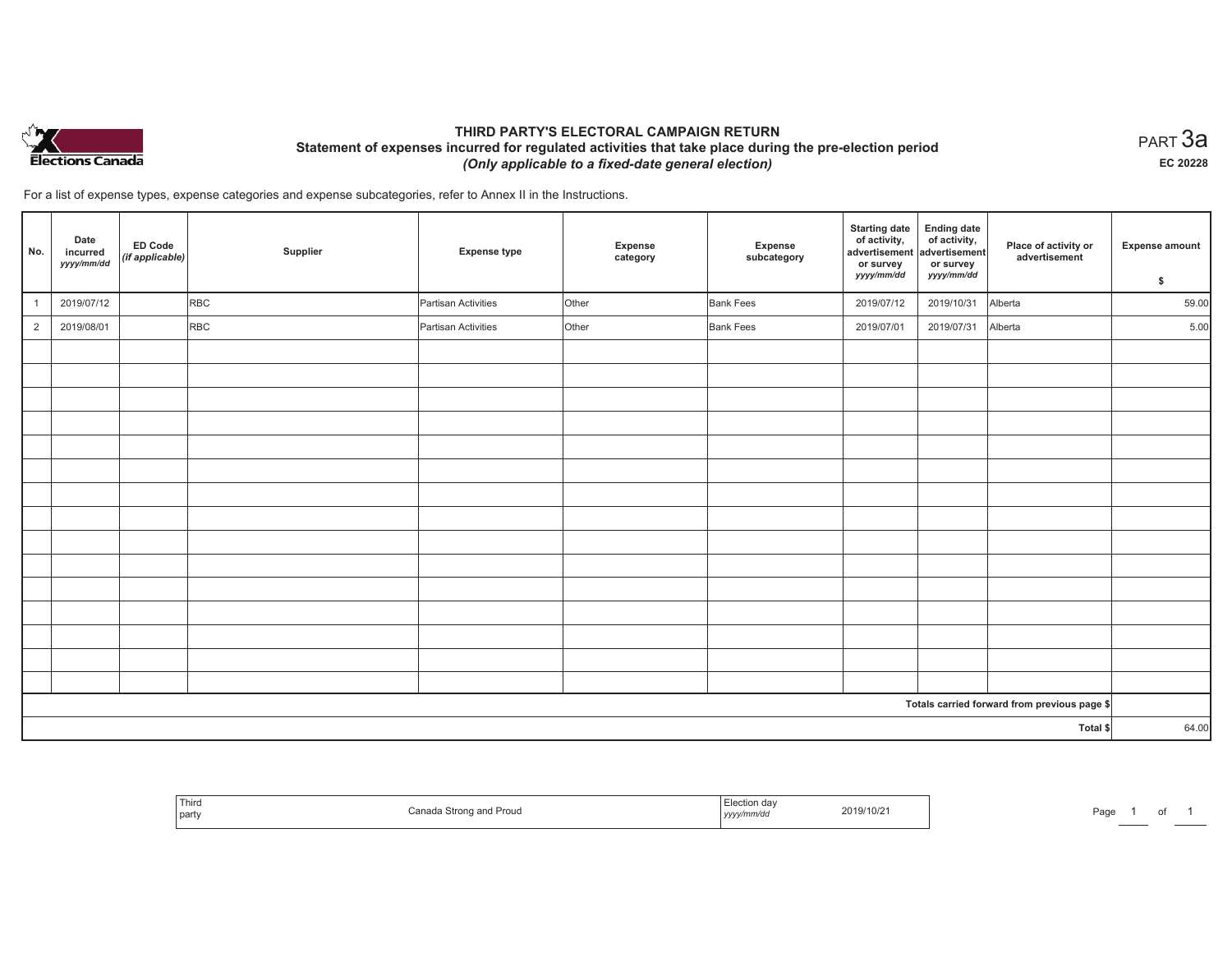# THIRD PARTY'S ELECTORAL CAMPAIGN RETURN

## Statement of expenses incurred for regulated activities that take place during the pre-election period

*(Only applicable to a fixed-date general election)*

PART 3a

EC 20228

For a list of expense types, expense categories and expense subcategories, refer to Annex II in the Instructions.

| No. | Date incurred *yyyy/mm/dd* | ED Code *(if applicable)* | Supplier | Expense type | Expense category | Expense subcategory | Starting date of activity, advertisement or survey *yyyy/mm/dd* | Ending date of activity, advertisement or survey *yyyy/mm/dd* | Place of activity or advertisement | Expense amount $ |
|---|---|---|---|---|---|---|---|---|---|---|
| 1 | 2019/07/12 | | RBC | Partisan Activities | Other | Bank Fees | 2019/07/12 | 2019/10/31 | Alberta | 59.00 |
| 2 | 2019/08/01 | | RBC | Partisan Activities | Other | Bank Fees | 2019/07/01 | 2019/07/31 | Alberta | 5.00 |
| | | | | | | | | | | |
| | | | | | | | | | | |
| | | | | | | | | | | |
| | | | | | | | | | | |
| | | | | | | | | | | |
| | | | | | | | | | | |
| | | | | | | | | | | |
| | | | | | | | | | | |
| | | | | | | | | | | |
| | | | | | | | | | | |
| | | | | | | | | | | |
| | | | | | | | | | | |
| | | | | | | | | | | |
| | | | | | | | | | | |
| | | | | | | | | | | |
| Totals carried forward from previous page $ | | | | | | | | | | |
| Total $ | | | | | | | | | | 64.00 |

| Third party | Canada Strong and Proud | Election day *yyyy/mm/dd* | 2019/10/21 |
|---|---|---|---|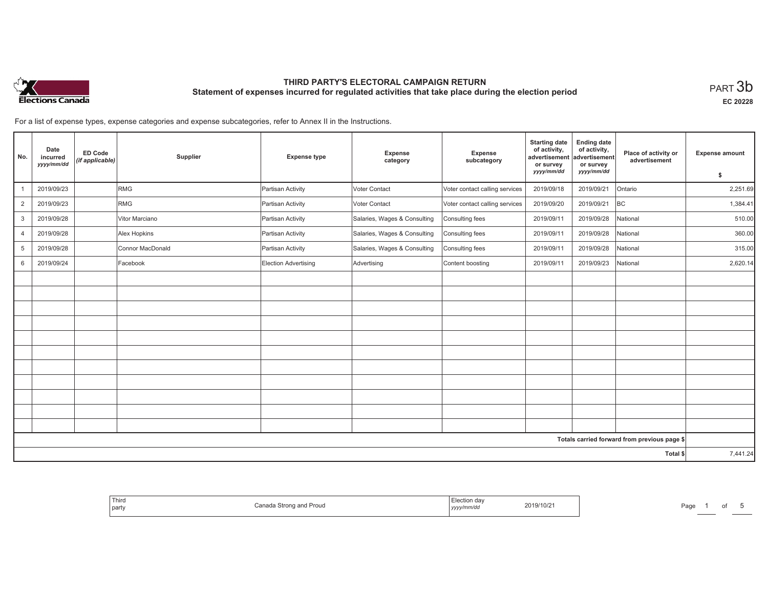# THIRD PARTY'S ELECTORAL CAMPAIGN RETURN

## Statement of expenses incurred for regulated activities that take place during the election period

PART 3b

EC 20228

For a list of expense types, expense categories and expense subcategories, refer to Annex II in the Instructions.

| No. | Date incurred yyyy/mm/dd | ED Code (if applicable) | Supplier | Expense type | Expense category | Expense subcategory | Starting date of activity, advertisement or survey yyyy/mm/dd | Ending date of activity, advertisement or survey yyyy/mm/dd | Place of activity or advertisement | Expense amount $ |
|---|---|---|---|---|---|---|---|---|---|---|
| 1 | 2019/09/23 | | RMG | Partisan Activity | Voter Contact | Voter contact calling services | 2019/09/18 | 2019/09/21 | Ontario | 2,251.69 |
| 2 | 2019/09/23 | | RMG | Partisan Activity | Voter Contact | Voter contact calling services | 2019/09/20 | 2019/09/21 | BC | 1,384.41 |
| 3 | 2019/09/28 | | Vitor Marciano | Partisan Activity | Salaries, Wages & Consulting | Consulting fees | 2019/09/11 | 2019/09/28 | National | 510.00 |
| 4 | 2019/09/28 | | Alex Hopkins | Partisan Activity | Salaries, Wages & Consulting | Consulting fees | 2019/09/11 | 2019/09/28 | National | 360.00 |
| 5 | 2019/09/28 | | Connor MacDonald | Partisan Activity | Salaries, Wages & Consulting | Consulting fees | 2019/09/11 | 2019/09/28 | National | 315.00 |
| 6 | 2019/09/24 | | Facebook | Election Advertising | Advertising | Content boosting | 2019/09/11 | 2019/09/23 | National | 2,620.14 |
| | | | | | | | | | Totals carried forward from previous page $ | |
| | | | | | | | | | Total $ | 7,441.24 |

| Third party | Canada Strong and Proud | Election day yyyy/mm/dd | 2019/10/21 |
|---|---|---|---|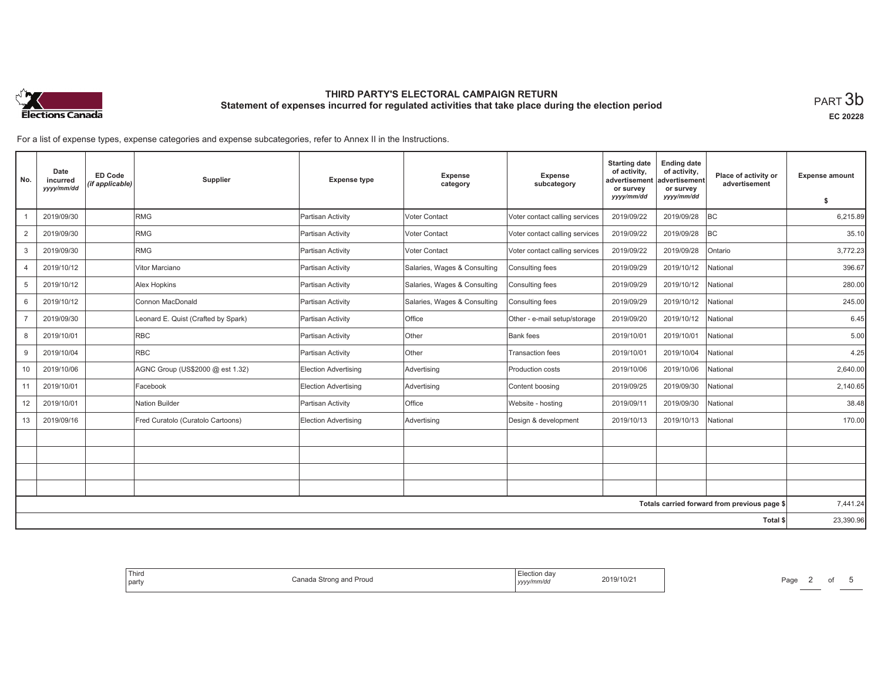# THIRD PARTY'S ELECTORAL CAMPAIGN RETURN

## Statement of expenses incurred for regulated activities that take place during the election period

PART 3b

EC 20228

For a list of expense types, expense categories and expense subcategories, refer to Annex II in the Instructions.

| No. | Date incurred *yyyy/mm/dd* | ED Code *(if applicable)* | Supplier | Expense type | Expense category | Expense subcategory | Starting date of activity, advertisement or survey *yyyy/mm/dd* | Ending date of activity, advertisement or survey *yyyy/mm/dd* | Place of activity or advertisement | Expense amount $ |
|---|---|---|---|---|---|---|---|---|---|---|
| 1 | 2019/09/30 | | RMG | Partisan Activity | Voter Contact | Voter contact calling services | 2019/09/22 | 2019/09/28 | BC | 6,215.89 |
| 2 | 2019/09/30 | | RMG | Partisan Activity | Voter Contact | Voter contact calling services | 2019/09/22 | 2019/09/28 | BC | 35.10 |
| 3 | 2019/09/30 | | RMG | Partisan Activity | Voter Contact | Voter contact calling services | 2019/09/22 | 2019/09/28 | Ontario | 3,772.23 |
| 4 | 2019/10/12 | | Vitor Marciano | Partisan Activity | Salaries, Wages & Consulting | Consulting fees | 2019/09/29 | 2019/10/12 | National | 396.67 |
| 5 | 2019/10/12 | | Alex Hopkins | Partisan Activity | Salaries, Wages & Consulting | Consulting fees | 2019/09/29 | 2019/10/12 | National | 280.00 |
| 6 | 2019/10/12 | | Connon MacDonald | Partisan Activity | Salaries, Wages & Consulting | Consulting fees | 2019/09/29 | 2019/10/12 | National | 245.00 |
| 7 | 2019/09/30 | | Leonard E. Quist (Crafted by Spark) | Partisan Activity | Office | Other - e-mail setup/storage | 2019/09/20 | 2019/10/12 | National | 6.45 |
| 8 | 2019/10/01 | | RBC | Partisan Activity | Other | Bank fees | 2019/10/01 | 2019/10/01 | National | 5.00 |
| 9 | 2019/10/04 | | RBC | Partisan Activity | Other | Transaction fees | 2019/10/01 | 2019/10/04 | National | 4.25 |
| 10 | 2019/10/06 | | AGNC Group (US$2000 @ est 1.32) | Election Advertising | Advertising | Production costs | 2019/10/06 | 2019/10/06 | National | 2,640.00 |
| 11 | 2019/10/01 | | Facebook | Election Advertising | Advertising | Content boosing | 2019/09/25 | 2019/09/30 | National | 2,140.65 |
| 12 | 2019/10/01 | | Nation Builder | Partisan Activity | Office | Website - hosting | 2019/09/11 | 2019/09/30 | National | 38.48 |
| 13 | 2019/09/16 | | Fred Curatolo (Curatolo Cartoons) | Election Advertising | Advertising | Design & development | 2019/10/13 | 2019/10/13 | National | 170.00 |
| | | | | | | | | | | |
| | | | | | | | | | | |
| | | | | | | | | | | |
| | | | | | | | | | | |
| | | | | | | | | | Totals carried forward from previous page $ | 7,441.24 |
| | | | | | | | | | Total $ | 23,390.96 |

| Third party | Canada Strong and Proud | Election day *yyyy/mm/dd* | 2019/10/21 |
|---|---|---|---|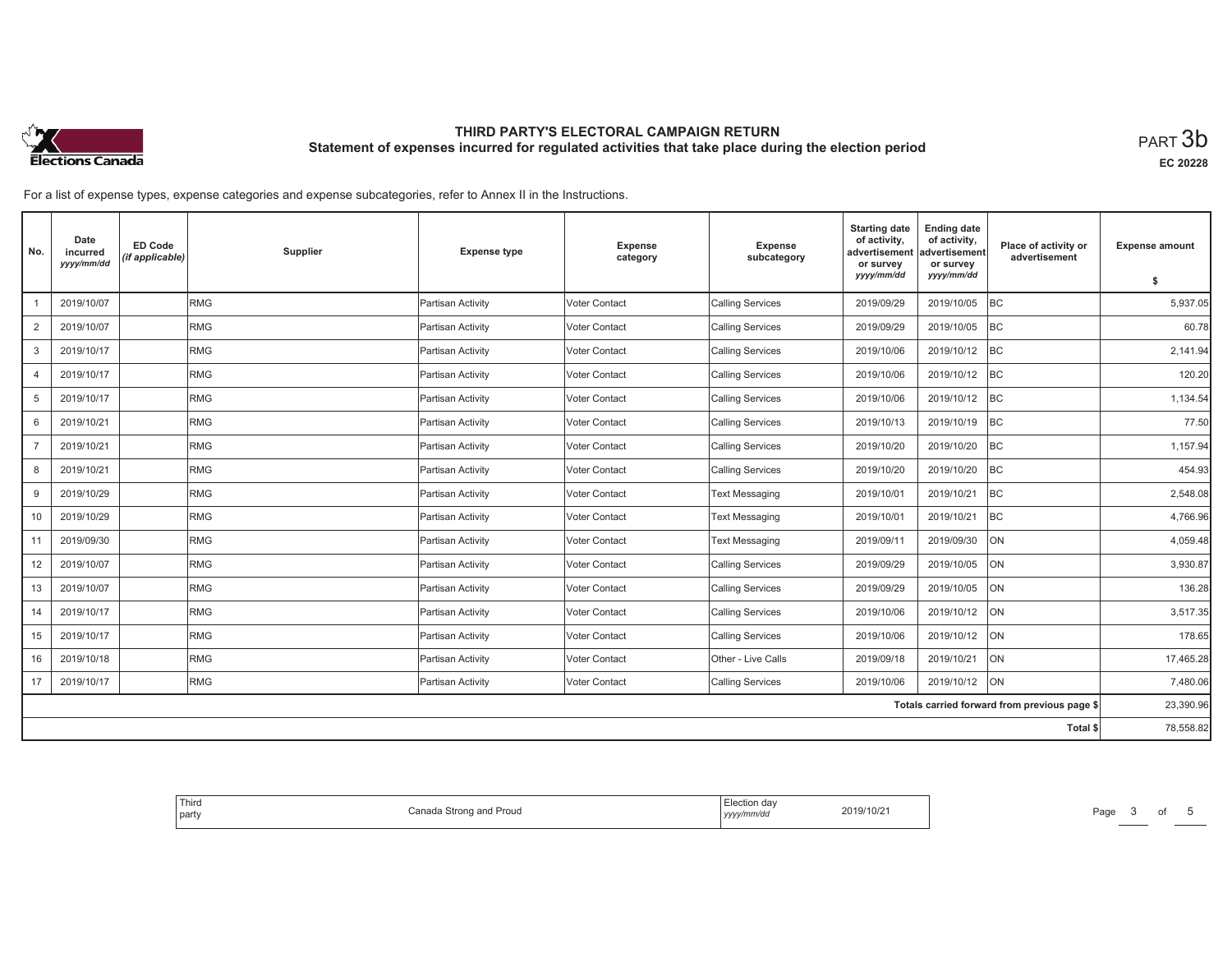# THIRD PARTY'S ELECTORAL CAMPAIGN RETURN

## Statement of expenses incurred for regulated activities that take place during the election period

PART 3b

EC 20228

For a list of expense types, expense categories and expense subcategories, refer to Annex II in the Instructions.

| No. | Date incurred *yyyy/mm/dd* | ED Code *(if applicable)* | Supplier | Expense type | Expense category | Expense subcategory | Starting date of activity, advertisement or survey *yyyy/mm/dd* | Ending date of activity, advertisement or survey *yyyy/mm/dd* | Place of activity or advertisement | Expense amount $ |
|---|---|---|---|---|---|---|---|---|---|---|
| 1 | 2019/10/07 | | RMG | Partisan Activity | Voter Contact | Calling Services | 2019/09/29 | 2019/10/05 | BC | 5,937.05 |
| 2 | 2019/10/07 | | RMG | Partisan Activity | Voter Contact | Calling Services | 2019/09/29 | 2019/10/05 | BC | 60.78 |
| 3 | 2019/10/17 | | RMG | Partisan Activity | Voter Contact | Calling Services | 2019/10/06 | 2019/10/12 | BC | 2,141.94 |
| 4 | 2019/10/17 | | RMG | Partisan Activity | Voter Contact | Calling Services | 2019/10/06 | 2019/10/12 | BC | 120.20 |
| 5 | 2019/10/17 | | RMG | Partisan Activity | Voter Contact | Calling Services | 2019/10/06 | 2019/10/12 | BC | 1,134.54 |
| 6 | 2019/10/21 | | RMG | Partisan Activity | Voter Contact | Calling Services | 2019/10/13 | 2019/10/19 | BC | 77.50 |
| 7 | 2019/10/21 | | RMG | Partisan Activity | Voter Contact | Calling Services | 2019/10/20 | 2019/10/20 | BC | 1,157.94 |
| 8 | 2019/10/21 | | RMG | Partisan Activity | Voter Contact | Calling Services | 2019/10/20 | 2019/10/20 | BC | 454.93 |
| 9 | 2019/10/29 | | RMG | Partisan Activity | Voter Contact | Text Messaging | 2019/10/01 | 2019/10/21 | BC | 2,548.08 |
| 10 | 2019/10/29 | | RMG | Partisan Activity | Voter Contact | Text Messaging | 2019/10/01 | 2019/10/21 | BC | 4,766.96 |
| 11 | 2019/09/30 | | RMG | Partisan Activity | Voter Contact | Text Messaging | 2019/09/11 | 2019/09/30 | ON | 4,059.48 |
| 12 | 2019/10/07 | | RMG | Partisan Activity | Voter Contact | Calling Services | 2019/09/29 | 2019/10/05 | ON | 3,930.87 |
| 13 | 2019/10/07 | | RMG | Partisan Activity | Voter Contact | Calling Services | 2019/09/29 | 2019/10/05 | ON | 136.28 |
| 14 | 2019/10/17 | | RMG | Partisan Activity | Voter Contact | Calling Services | 2019/10/06 | 2019/10/12 | ON | 3,517.35 |
| 15 | 2019/10/17 | | RMG | Partisan Activity | Voter Contact | Calling Services | 2019/10/06 | 2019/10/12 | ON | 178.65 |
| 16 | 2019/10/18 | | RMG | Partisan Activity | Voter Contact | Other - Live Calls | 2019/09/18 | 2019/10/21 | ON | 17,465.28 |
| 17 | 2019/10/17 | | RMG | Partisan Activity | Voter Contact | Calling Services | 2019/10/06 | 2019/10/12 | ON | 7,480.06 |
| | | | | | | | | | Totals carried forward from previous page $ | 23,390.96 |
| | | | | | | | | | Total $ | 78,558.82 |

| Third party | Canada Strong and Proud | Election day *yyyy/mm/dd* | 2019/10/21 |
|---|---|---|---|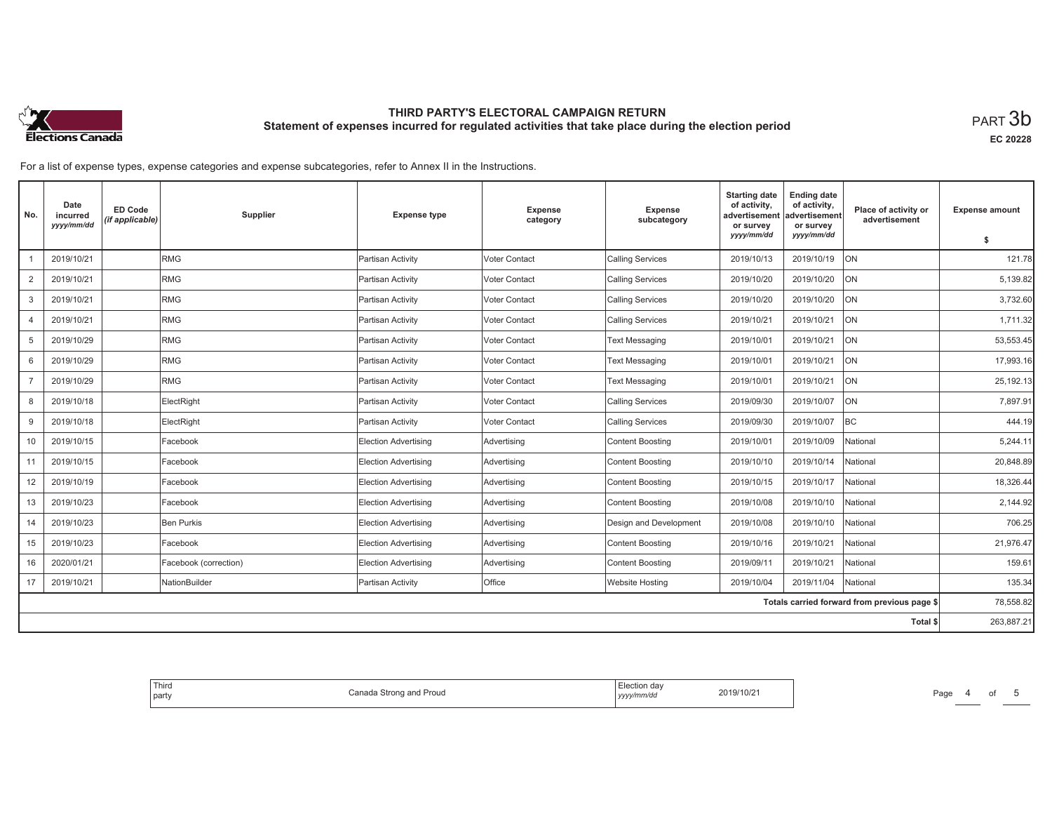# THIRD PARTY'S ELECTORAL CAMPAIGN RETURN

## Statement of expenses incurred for regulated activities that take place during the election period

PART 3b

EC 20228

For a list of expense types, expense categories and expense subcategories, refer to Annex II in the Instructions.

| No. | Date incurred *yyyy/mm/dd* | ED Code *(if applicable)* | Supplier | Expense type | Expense category | Expense subcategory | Starting date of activity, advertisement or survey *yyyy/mm/dd* | Ending date of activity, advertisement or survey *yyyy/mm/dd* | Place of activity or advertisement | Expense amount $ |
|---|---|---|---|---|---|---|---|---|---|---|
| 1 | 2019/10/21 | | RMG | Partisan Activity | Voter Contact | Calling Services | 2019/10/13 | 2019/10/19 | ON | 121.78 |
| 2 | 2019/10/21 | | RMG | Partisan Activity | Voter Contact | Calling Services | 2019/10/20 | 2019/10/20 | ON | 5,139.82 |
| 3 | 2019/10/21 | | RMG | Partisan Activity | Voter Contact | Calling Services | 2019/10/20 | 2019/10/20 | ON | 3,732.60 |
| 4 | 2019/10/21 | | RMG | Partisan Activity | Voter Contact | Calling Services | 2019/10/21 | 2019/10/21 | ON | 1,711.32 |
| 5 | 2019/10/29 | | RMG | Partisan Activity | Voter Contact | Text Messaging | 2019/10/01 | 2019/10/21 | ON | 53,553.45 |
| 6 | 2019/10/29 | | RMG | Partisan Activity | Voter Contact | Text Messaging | 2019/10/01 | 2019/10/21 | ON | 17,993.16 |
| 7 | 2019/10/29 | | RMG | Partisan Activity | Voter Contact | Text Messaging | 2019/10/01 | 2019/10/21 | ON | 25,192.13 |
| 8 | 2019/10/18 | | ElectRight | Partisan Activity | Voter Contact | Calling Services | 2019/09/30 | 2019/10/07 | ON | 7,897.91 |
| 9 | 2019/10/18 | | ElectRight | Partisan Activity | Voter Contact | Calling Services | 2019/09/30 | 2019/10/07 | BC | 444.19 |
| 10 | 2019/10/15 | | Facebook | Election Advertising | Advertising | Content Boosting | 2019/10/01 | 2019/10/09 | National | 5,244.11 |
| 11 | 2019/10/15 | | Facebook | Election Advertising | Advertising | Content Boosting | 2019/10/10 | 2019/10/14 | National | 20,848.89 |
| 12 | 2019/10/19 | | Facebook | Election Advertising | Advertising | Content Boosting | 2019/10/15 | 2019/10/17 | National | 18,326.44 |
| 13 | 2019/10/23 | | Facebook | Election Advertising | Advertising | Content Boosting | 2019/10/08 | 2019/10/10 | National | 2,144.92 |
| 14 | 2019/10/23 | | Ben Purkis | Election Advertising | Advertising | Design and Development | 2019/10/08 | 2019/10/10 | National | 706.25 |
| 15 | 2019/10/23 | | Facebook | Election Advertising | Advertising | Content Boosting | 2019/10/16 | 2019/10/21 | National | 21,976.47 |
| 16 | 2020/01/21 | | Facebook (correction) | Election Advertising | Advertising | Content Boosting | 2019/09/11 | 2019/10/21 | National | 159.61 |
| 17 | 2019/10/21 | | NationBuilder | Partisan Activity | Office | Website Hosting | 2019/10/04 | 2019/11/04 | National | 135.34 |
| | | | | | | | | | Totals carried forward from previous page $ | 78,558.82 |
| | | | | | | | | | Total $ | 263,887.21 |

| Third party | Canada Strong and Proud | Election day *yyyy/mm/dd* | 2019/10/21 |
|---|---|---|---|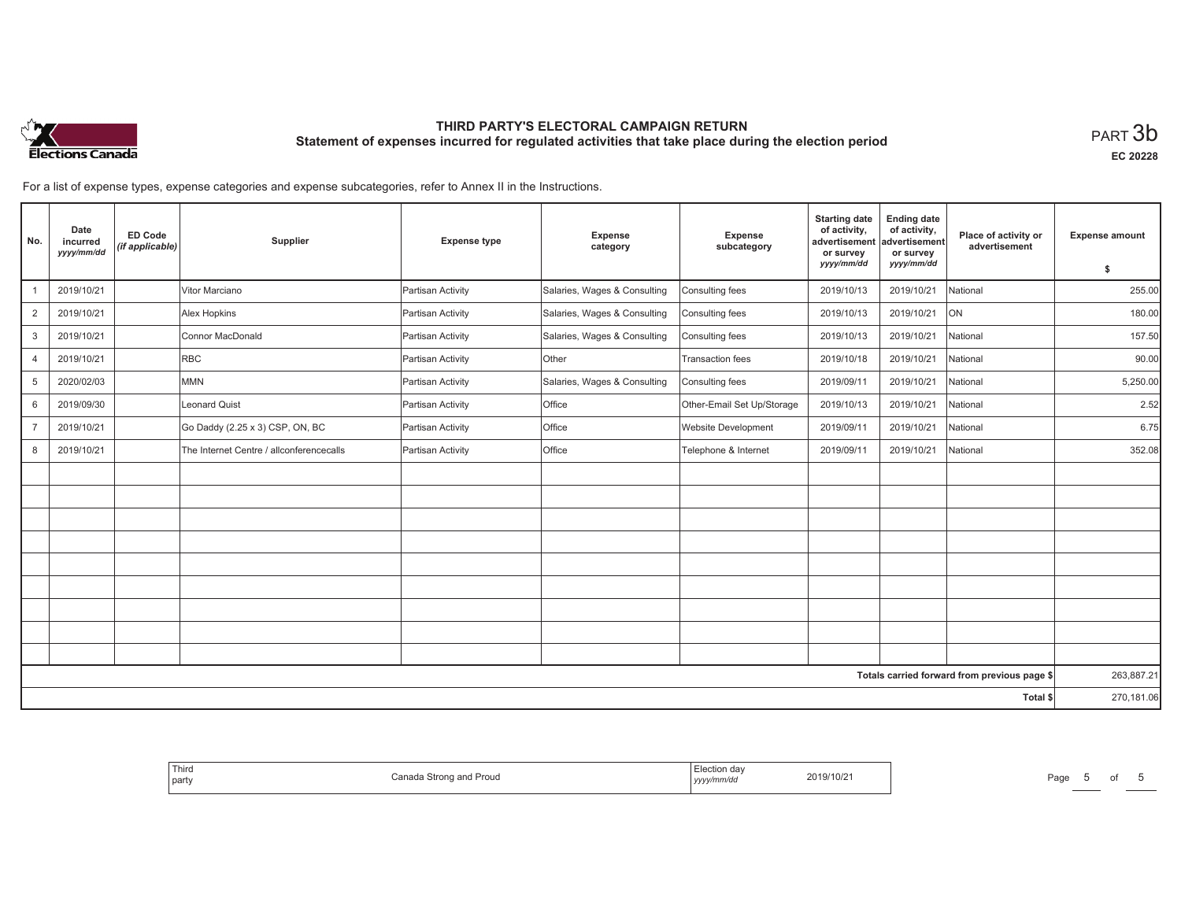# THIRD PARTY'S ELECTORAL CAMPAIGN RETURN

## Statement of expenses incurred for regulated activities that take place during the election period

PART 3b

EC 20228

For a list of expense types, expense categories and expense subcategories, refer to Annex II in the Instructions.

| No. | Date incurred *yyyy/mm/dd* | ED Code *(if applicable)* | Supplier | Expense type | Expense category | Expense subcategory | Starting date of activity, advertisement or survey *yyyy/mm/dd* | Ending date of activity, advertisement or survey *yyyy/mm/dd* | Place of activity or advertisement | Expense amount $ |
|---|---|---|---|---|---|---|---|---|---|---|
| 1 | 2019/10/21 | | Vitor Marciano | Partisan Activity | Salaries, Wages & Consulting | Consulting fees | 2019/10/13 | 2019/10/21 | National | 255.00 |
| 2 | 2019/10/21 | | Alex Hopkins | Partisan Activity | Salaries, Wages & Consulting | Consulting fees | 2019/10/13 | 2019/10/21 | ON | 180.00 |
| 3 | 2019/10/21 | | Connor MacDonald | Partisan Activity | Salaries, Wages & Consulting | Consulting fees | 2019/10/13 | 2019/10/21 | National | 157.50 |
| 4 | 2019/10/21 | | RBC | Partisan Activity | Other | Transaction fees | 2019/10/18 | 2019/10/21 | National | 90.00 |
| 5 | 2020/02/03 | | MMN | Partisan Activity | Salaries, Wages & Consulting | Consulting fees | 2019/09/11 | 2019/10/21 | National | 5,250.00 |
| 6 | 2019/09/30 | | Leonard Quist | Partisan Activity | Office | Other-Email Set Up/Storage | 2019/10/13 | 2019/10/21 | National | 2.52 |
| 7 | 2019/10/21 | | Go Daddy (2.25 x 3) CSP, ON, BC | Partisan Activity | Office | Website Development | 2019/09/11 | 2019/10/21 | National | 6.75 |
| 8 | 2019/10/21 | | The Internet Centre / allconferencecalls | Partisan Activity | Office | Telephone & Internet | 2019/09/11 | 2019/10/21 | National | 352.08 |
| | | | | | | | | | | |
| | | | | | | | | | Totals carried forward from previous page $ | 263,887.21 |
| | | | | | | | | | Total $ | 270,181.06 |

Third party: Canada Strong and Proud

Election day *yyyy/mm/dd*: 2019/10/21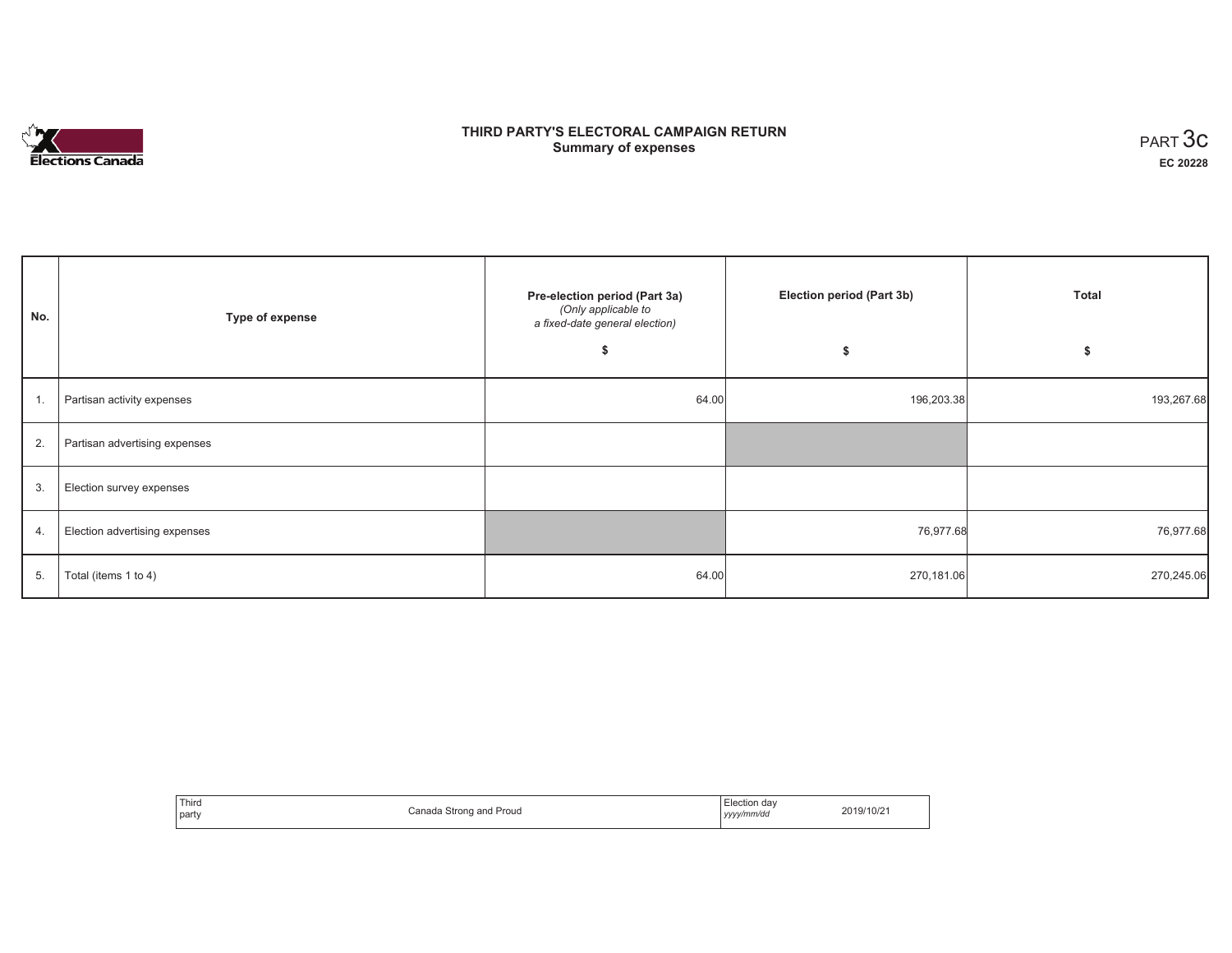# THIRD PARTY'S ELECTORAL CAMPAIGN RETURN
## Summary of expenses

PART 3c

**EC 20228**

| No. | Type of expense | Pre-election period (Part 3a) *(Only applicable to a fixed-date general election)* $ | Election period (Part 3b) $ | Total $ |
|---|---|---|---|---|
| 1. | Partisan activity expenses | 64.00 | 196,203.38 | 193,267.68 |
| 2. | Partisan advertising expenses | | | |
| 3. | Election survey expenses | | | |
| 4. | Election advertising expenses | | 76,977.68 | 76,977.68 |
| 5. | Total (items 1 to 4) | 64.00 | 270,181.06 | 270,245.06 |

| Third party | Canada Strong and Proud | Election day *yyyy/mm/dd* | 2019/10/21 |
|---|---|---|---|